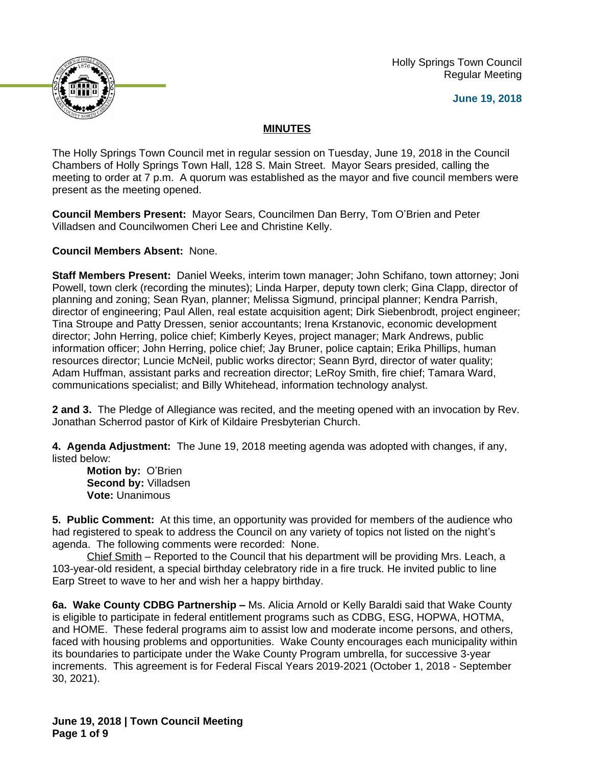Holly Springs Town Council
Regular Meeting

**June 19, 2018**

## MINUTES

The Holly Springs Town Council met in regular session on Tuesday, June 19, 2018 in the Council Chambers of Holly Springs Town Hall, 128 S. Main Street. Mayor Sears presided, calling the meeting to order at 7 p.m. A quorum was established as the mayor and five council members were present as the meeting opened.

**Council Members Present:** Mayor Sears, Councilmen Dan Berry, Tom O'Brien and Peter Villadsen and Councilwomen Cheri Lee and Christine Kelly.

**Council Members Absent:** None.

**Staff Members Present:** Daniel Weeks, interim town manager; John Schifano, town attorney; Joni Powell, town clerk (recording the minutes); Linda Harper, deputy town clerk; Gina Clapp, director of planning and zoning; Sean Ryan, planner; Melissa Sigmund, principal planner; Kendra Parrish, director of engineering; Paul Allen, real estate acquisition agent; Dirk Siebenbrodt, project engineer; Tina Stroupe and Patty Dressen, senior accountants; Irena Krstanovic, economic development director; John Herring, police chief; Kimberly Keyes, project manager; Mark Andrews, public information officer; John Herring, police chief; Jay Bruner, police captain; Erika Phillips, human resources director; Luncie McNeil, public works director; Seann Byrd, director of water quality; Adam Huffman, assistant parks and recreation director; LeRoy Smith, fire chief; Tamara Ward, communications specialist; and Billy Whitehead, information technology analyst.

**2 and 3.** The Pledge of Allegiance was recited, and the meeting opened with an invocation by Rev. Jonathan Scherrod pastor of Kirk of Kildaire Presbyterian Church.

**4. Agenda Adjustment:** The June 19, 2018 meeting agenda was adopted with changes, if any, listed below:

**Motion by:** O'Brien
**Second by:** Villadsen
**Vote:** Unanimous

**5. Public Comment:** At this time, an opportunity was provided for members of the audience who had registered to speak to address the Council on any variety of topics not listed on the night's agenda. The following comments were recorded: None.

Chief Smith – Reported to the Council that his department will be providing Mrs. Leach, a 103-year-old resident, a special birthday celebratory ride in a fire truck. He invited public to line Earp Street to wave to her and wish her a happy birthday.

**6a. Wake County CDBG Partnership –** Ms. Alicia Arnold or Kelly Baraldi said that Wake County is eligible to participate in federal entitlement programs such as CDBG, ESG, HOPWA, HOTMA, and HOME. These federal programs aim to assist low and moderate income persons, and others, faced with housing problems and opportunities. Wake County encourages each municipality within its boundaries to participate under the Wake County Program umbrella, for successive 3-year increments. This agreement is for Federal Fiscal Years 2019-2021 (October 1, 2018 - September 30, 2021).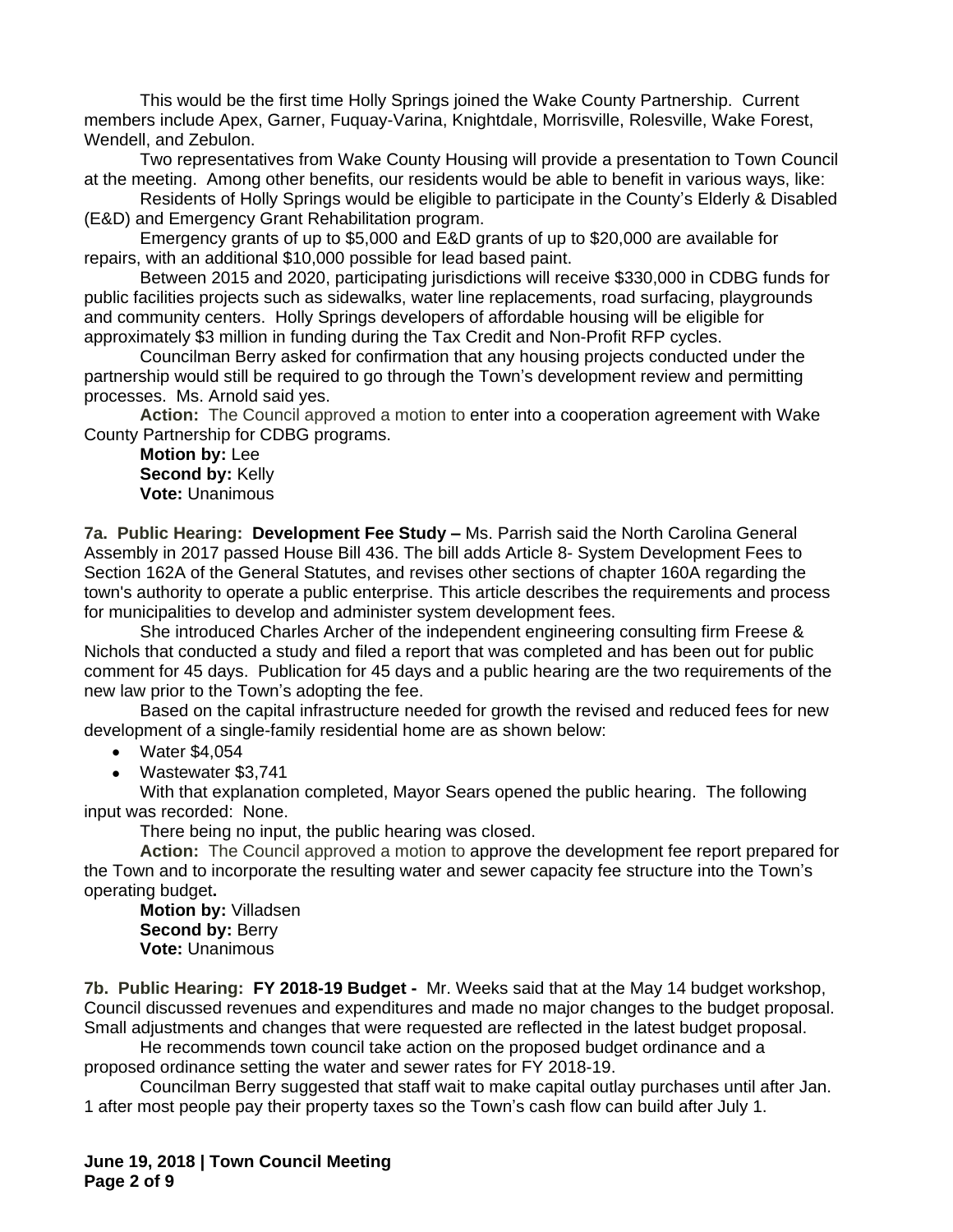This would be the first time Holly Springs joined the Wake County Partnership. Current members include Apex, Garner, Fuquay-Varina, Knightdale, Morrisville, Rolesville, Wake Forest, Wendell, and Zebulon.

Two representatives from Wake County Housing will provide a presentation to Town Council at the meeting. Among other benefits, our residents would be able to benefit in various ways, like:

Residents of Holly Springs would be eligible to participate in the County's Elderly & Disabled (E&D) and Emergency Grant Rehabilitation program.

Emergency grants of up to $5,000 and E&D grants of up to $20,000 are available for repairs, with an additional $10,000 possible for lead based paint.

Between 2015 and 2020, participating jurisdictions will receive $330,000 in CDBG funds for public facilities projects such as sidewalks, water line replacements, road surfacing, playgrounds and community centers. Holly Springs developers of affordable housing will be eligible for approximately $3 million in funding during the Tax Credit and Non-Profit RFP cycles.

Councilman Berry asked for confirmation that any housing projects conducted under the partnership would still be required to go through the Town's development review and permitting processes. Ms. Arnold said yes.

**Action:** The Council approved a motion to enter into a cooperation agreement with Wake County Partnership for CDBG programs.

**Motion by:** Lee
**Second by:** Kelly
**Vote:** Unanimous

**7a. Public Hearing: Development Fee Study –** Ms. Parrish said the North Carolina General Assembly in 2017 passed House Bill 436. The bill adds Article 8- System Development Fees to Section 162A of the General Statutes, and revises other sections of chapter 160A regarding the town's authority to operate a public enterprise. This article describes the requirements and process for municipalities to develop and administer system development fees.

She introduced Charles Archer of the independent engineering consulting firm Freese & Nichols that conducted a study and filed a report that was completed and has been out for public comment for 45 days. Publication for 45 days and a public hearing are the two requirements of the new law prior to the Town's adopting the fee.

Based on the capital infrastructure needed for growth the revised and reduced fees for new development of a single-family residential home are as shown below:

- Water $4,054
- Wastewater $3,741

With that explanation completed, Mayor Sears opened the public hearing. The following input was recorded: None.

There being no input, the public hearing was closed.

**Action:** The Council approved a motion to approve the development fee report prepared for the Town and to incorporate the resulting water and sewer capacity fee structure into the Town's operating budget**.**

**Motion by:** Villadsen
**Second by:** Berry
**Vote:** Unanimous

**7b. Public Hearing: FY 2018-19 Budget -** Mr. Weeks said that at the May 14 budget workshop, Council discussed revenues and expenditures and made no major changes to the budget proposal. Small adjustments and changes that were requested are reflected in the latest budget proposal.

He recommends town council take action on the proposed budget ordinance and a proposed ordinance setting the water and sewer rates for FY 2018-19.

Councilman Berry suggested that staff wait to make capital outlay purchases until after Jan. 1 after most people pay their property taxes so the Town's cash flow can build after July 1.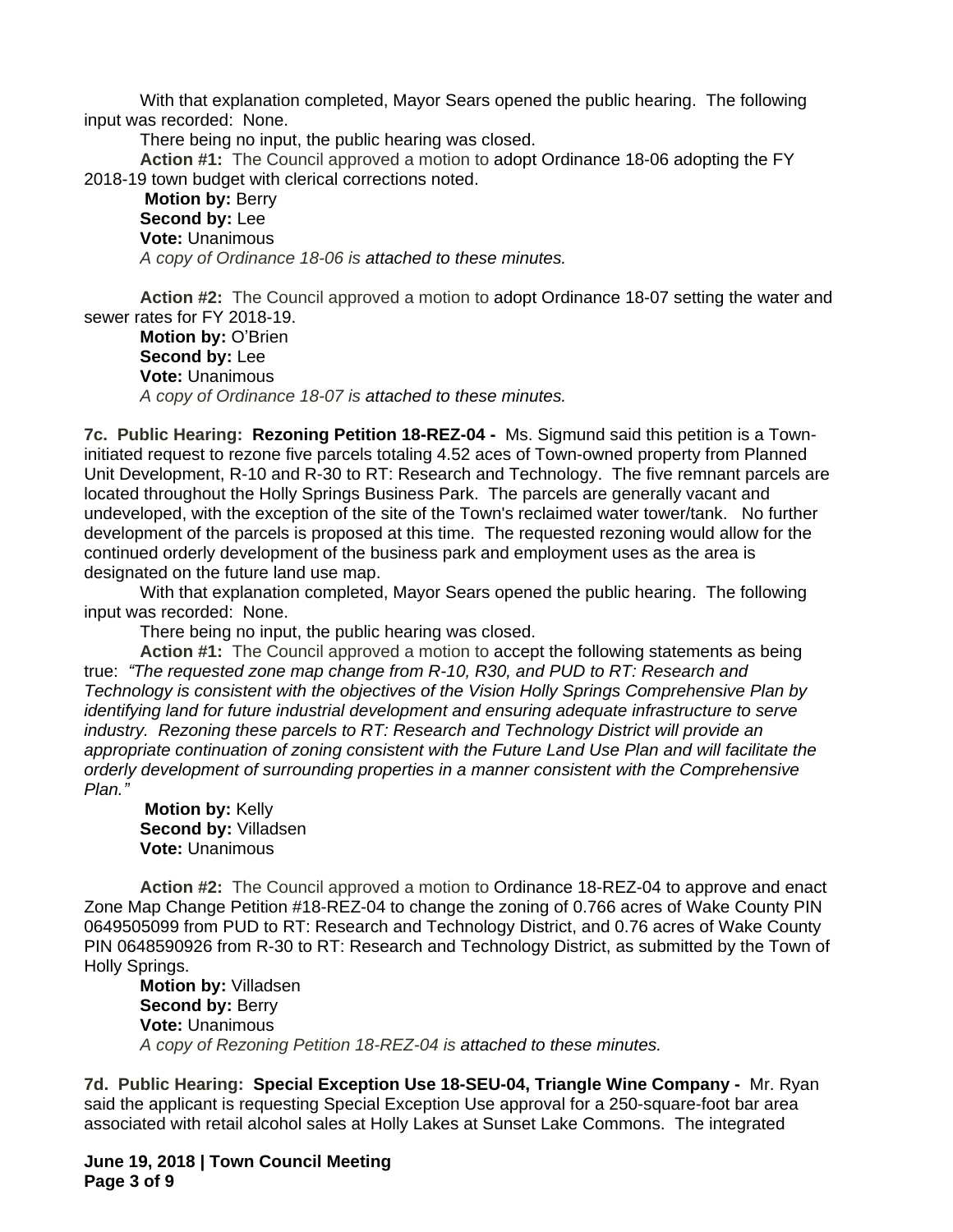With that explanation completed, Mayor Sears opened the public hearing. The following input was recorded: None.

There being no input, the public hearing was closed.

**Action #1:** The Council approved a motion to adopt Ordinance 18-06 adopting the FY 2018-19 town budget with clerical corrections noted.

**Motion by:** Berry
**Second by:** Lee
**Vote:** Unanimous
*A copy of Ordinance 18-06 is attached to these minutes.*

**Action #2:** The Council approved a motion to adopt Ordinance 18-07 setting the water and sewer rates for FY 2018-19.

**Motion by:** O'Brien
**Second by:** Lee
**Vote:** Unanimous
*A copy of Ordinance 18-07 is attached to these minutes.*

**7c. Public Hearing: Rezoning Petition 18-REZ-04 -** Ms. Sigmund said this petition is a Town-initiated request to rezone five parcels totaling 4.52 aces of Town-owned property from Planned Unit Development, R-10 and R-30 to RT: Research and Technology. The five remnant parcels are located throughout the Holly Springs Business Park. The parcels are generally vacant and undeveloped, with the exception of the site of the Town's reclaimed water tower/tank. No further development of the parcels is proposed at this time. The requested rezoning would allow for the continued orderly development of the business park and employment uses as the area is designated on the future land use map.

With that explanation completed, Mayor Sears opened the public hearing. The following input was recorded: None.

There being no input, the public hearing was closed.

**Action #1:** The Council approved a motion to accept the following statements as being true: *"The requested zone map change from R-10, R30, and PUD to RT: Research and Technology is consistent with the objectives of the Vision Holly Springs Comprehensive Plan by identifying land for future industrial development and ensuring adequate infrastructure to serve industry. Rezoning these parcels to RT: Research and Technology District will provide an appropriate continuation of zoning consistent with the Future Land Use Plan and will facilitate the orderly development of surrounding properties in a manner consistent with the Comprehensive Plan."*

**Motion by:** Kelly
**Second by:** Villadsen
**Vote:** Unanimous

**Action #2:** The Council approved a motion to Ordinance 18-REZ-04 to approve and enact Zone Map Change Petition #18-REZ-04 to change the zoning of 0.766 acres of Wake County PIN 0649505099 from PUD to RT: Research and Technology District, and 0.76 acres of Wake County PIN 0648590926 from R-30 to RT: Research and Technology District, as submitted by the Town of Holly Springs.

**Motion by:** Villadsen
**Second by:** Berry
**Vote:** Unanimous
*A copy of Rezoning Petition 18-REZ-04 is attached to these minutes.*

**7d. Public Hearing: Special Exception Use 18-SEU-04, Triangle Wine Company -** Mr. Ryan said the applicant is requesting Special Exception Use approval for a 250-square-foot bar area associated with retail alcohol sales at Holly Lakes at Sunset Lake Commons. The integrated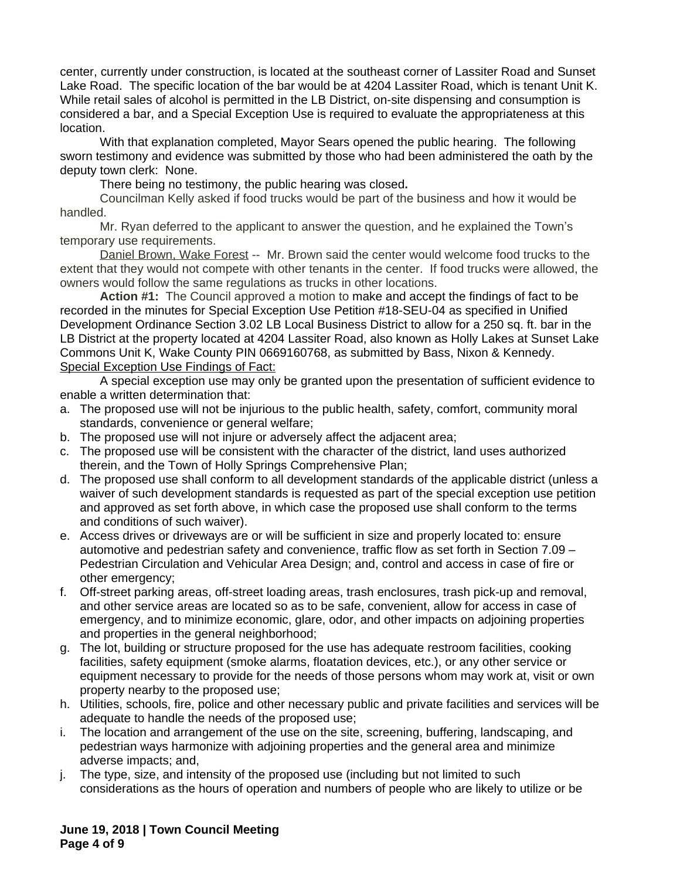center, currently under construction, is located at the southeast corner of Lassiter Road and Sunset Lake Road. The specific location of the bar would be at 4204 Lassiter Road, which is tenant Unit K. While retail sales of alcohol is permitted in the LB District, on-site dispensing and consumption is considered a bar, and a Special Exception Use is required to evaluate the appropriateness at this location.

With that explanation completed, Mayor Sears opened the public hearing. The following sworn testimony and evidence was submitted by those who had been administered the oath by the deputy town clerk: None.

There being no testimony, the public hearing was closed**.**

Councilman Kelly asked if food trucks would be part of the business and how it would be handled.

Mr. Ryan deferred to the applicant to answer the question, and he explained the Town's temporary use requirements.

Daniel Brown, Wake Forest -- Mr. Brown said the center would welcome food trucks to the extent that they would not compete with other tenants in the center. If food trucks were allowed, the owners would follow the same regulations as trucks in other locations.

**Action #1:** The Council approved a motion to make and accept the findings of fact to be recorded in the minutes for Special Exception Use Petition #18-SEU-04 as specified in Unified Development Ordinance Section 3.02 LB Local Business District to allow for a 250 sq. ft. bar in the LB District at the property located at 4204 Lassiter Road, also known as Holly Lakes at Sunset Lake Commons Unit K, Wake County PIN 0669160768, as submitted by Bass, Nixon & Kennedy.

Special Exception Use Findings of Fact:

A special exception use may only be granted upon the presentation of sufficient evidence to enable a written determination that:

a. The proposed use will not be injurious to the public health, safety, comfort, community moral standards, convenience or general welfare;
b. The proposed use will not injure or adversely affect the adjacent area;
c. The proposed use will be consistent with the character of the district, land uses authorized therein, and the Town of Holly Springs Comprehensive Plan;
d. The proposed use shall conform to all development standards of the applicable district (unless a waiver of such development standards is requested as part of the special exception use petition and approved as set forth above, in which case the proposed use shall conform to the terms and conditions of such waiver).
e. Access drives or driveways are or will be sufficient in size and properly located to: ensure automotive and pedestrian safety and convenience, traffic flow as set forth in Section 7.09 – Pedestrian Circulation and Vehicular Area Design; and, control and access in case of fire or other emergency;
f. Off-street parking areas, off-street loading areas, trash enclosures, trash pick-up and removal, and other service areas are located so as to be safe, convenient, allow for access in case of emergency, and to minimize economic, glare, odor, and other impacts on adjoining properties and properties in the general neighborhood;
g. The lot, building or structure proposed for the use has adequate restroom facilities, cooking facilities, safety equipment (smoke alarms, floatation devices, etc.), or any other service or equipment necessary to provide for the needs of those persons whom may work at, visit or own property nearby to the proposed use;
h. Utilities, schools, fire, police and other necessary public and private facilities and services will be adequate to handle the needs of the proposed use;
i. The location and arrangement of the use on the site, screening, buffering, landscaping, and pedestrian ways harmonize with adjoining properties and the general area and minimize adverse impacts; and,
j. The type, size, and intensity of the proposed use (including but not limited to such considerations as the hours of operation and numbers of people who are likely to utilize or be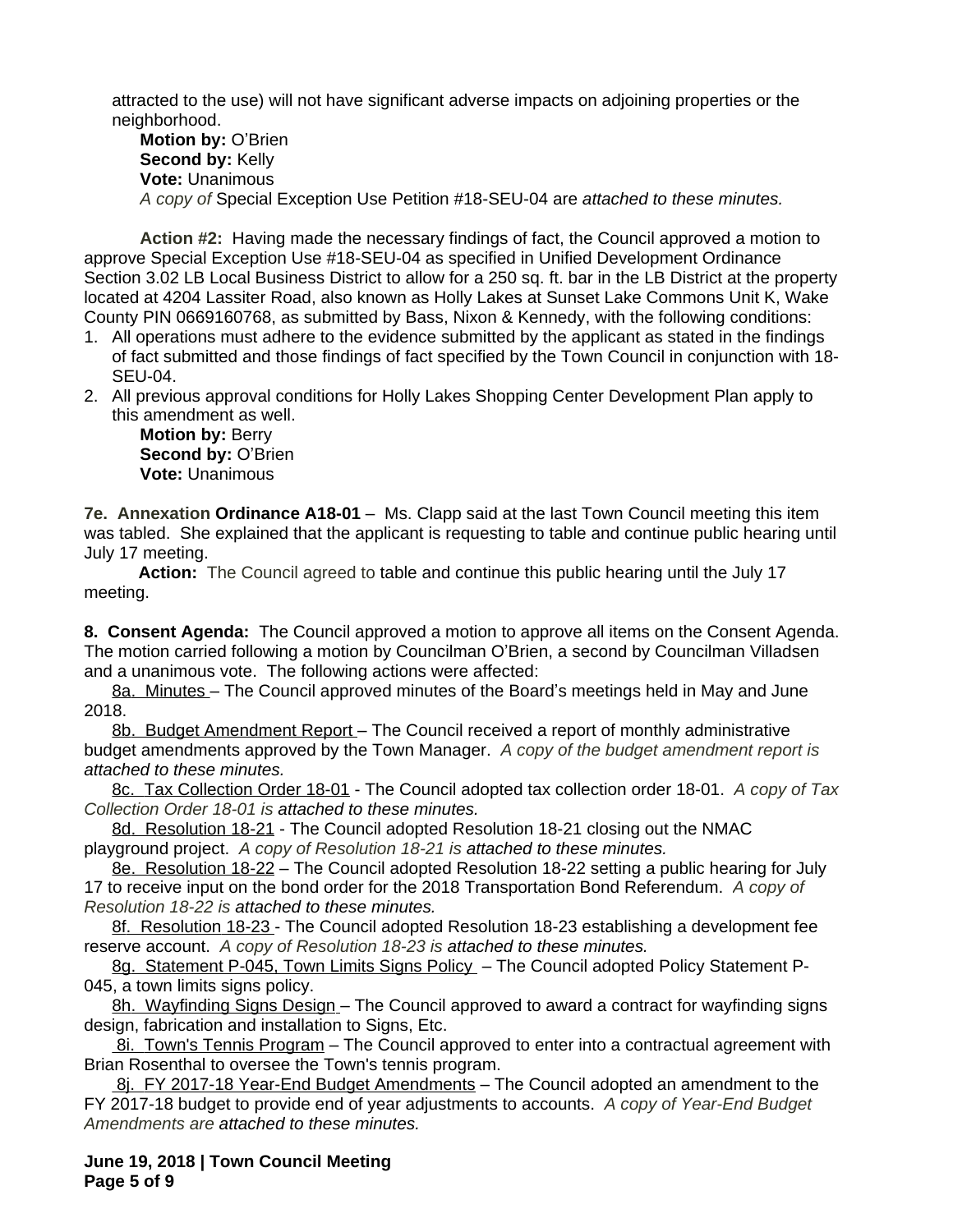attracted to the use) will not have significant adverse impacts on adjoining properties or the neighborhood.

**Motion by:** O'Brien
**Second by:** Kelly
**Vote:** Unanimous
*A copy of* Special Exception Use Petition #18-SEU-04 are *attached to these minutes.*

**Action #2:** Having made the necessary findings of fact, the Council approved a motion to approve Special Exception Use #18-SEU-04 as specified in Unified Development Ordinance Section 3.02 LB Local Business District to allow for a 250 sq. ft. bar in the LB District at the property located at 4204 Lassiter Road, also known as Holly Lakes at Sunset Lake Commons Unit K, Wake County PIN 0669160768, as submitted by Bass, Nixon & Kennedy, with the following conditions:

1. All operations must adhere to the evidence submitted by the applicant as stated in the findings of fact submitted and those findings of fact specified by the Town Council in conjunction with 18-SEU-04.
2. All previous approval conditions for Holly Lakes Shopping Center Development Plan apply to this amendment as well.

**Motion by:** Berry
**Second by:** O'Brien
**Vote:** Unanimous

**7e. Annexation Ordinance A18-01** – Ms. Clapp said at the last Town Council meeting this item was tabled. She explained that the applicant is requesting to table and continue public hearing until July 17 meeting.

**Action:** The Council agreed to table and continue this public hearing until the July 17 meeting.

**8. Consent Agenda:** The Council approved a motion to approve all items on the Consent Agenda. The motion carried following a motion by Councilman O'Brien, a second by Councilman Villadsen and a unanimous vote. The following actions were affected:

8a. Minutes – The Council approved minutes of the Board's meetings held in May and June 2018.

8b. Budget Amendment Report – The Council received a report of monthly administrative budget amendments approved by the Town Manager. *A copy of the budget amendment report is attached to these minutes.*

8c. Tax Collection Order 18-01 - The Council adopted tax collection order 18-01. *A copy of Tax Collection Order 18-01 is attached to these minutes.*

8d. Resolution 18-21 - The Council adopted Resolution 18-21 closing out the NMAC playground project. *A copy of Resolution 18-21 is attached to these minutes.*

8e. Resolution 18-22 – The Council adopted Resolution 18-22 setting a public hearing for July 17 to receive input on the bond order for the 2018 Transportation Bond Referendum. *A copy of Resolution 18-22 is attached to these minutes.*

8f. Resolution 18-23 - The Council adopted Resolution 18-23 establishing a development fee reserve account. *A copy of Resolution 18-23 is attached to these minutes.*

8g. Statement P-045, Town Limits Signs Policy – The Council adopted Policy Statement P-045, a town limits signs policy.

8h. Wayfinding Signs Design – The Council approved to award a contract for wayfinding signs design, fabrication and installation to Signs, Etc.

8i. Town's Tennis Program – The Council approved to enter into a contractual agreement with Brian Rosenthal to oversee the Town's tennis program.

8j. FY 2017-18 Year-End Budget Amendments – The Council adopted an amendment to the FY 2017-18 budget to provide end of year adjustments to accounts. *A copy of Year-End Budget Amendments are attached to these minutes.*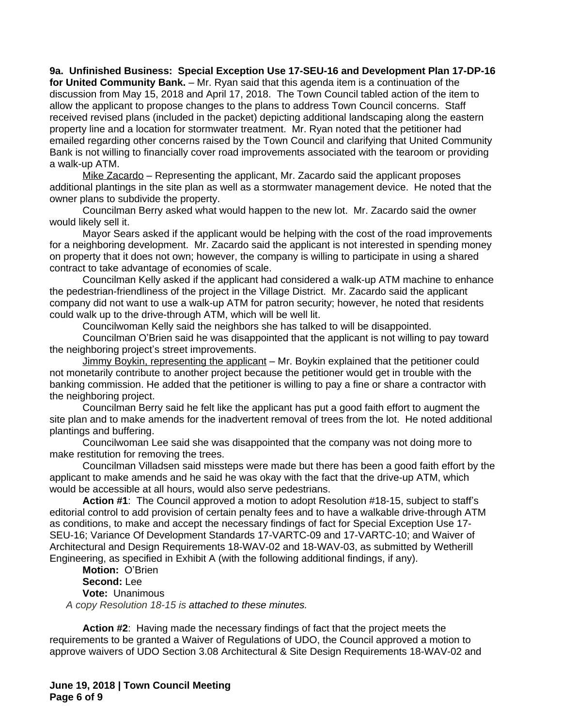**9a. Unfinished Business: Special Exception Use 17-SEU-16 and Development Plan 17-DP-16 for United Community Bank.** – Mr. Ryan said that this agenda item is a continuation of the discussion from May 15, 2018 and April 17, 2018. The Town Council tabled action of the item to allow the applicant to propose changes to the plans to address Town Council concerns. Staff received revised plans (included in the packet) depicting additional landscaping along the eastern property line and a location for stormwater treatment. Mr. Ryan noted that the petitioner had emailed regarding other concerns raised by the Town Council and clarifying that United Community Bank is not willing to financially cover road improvements associated with the tearoom or providing a walk-up ATM.

Mike Zacardo – Representing the applicant, Mr. Zacardo said the applicant proposes additional plantings in the site plan as well as a stormwater management device. He noted that the owner plans to subdivide the property.

Councilman Berry asked what would happen to the new lot. Mr. Zacardo said the owner would likely sell it.

Mayor Sears asked if the applicant would be helping with the cost of the road improvements for a neighboring development. Mr. Zacardo said the applicant is not interested in spending money on property that it does not own; however, the company is willing to participate in using a shared contract to take advantage of economies of scale.

Councilman Kelly asked if the applicant had considered a walk-up ATM machine to enhance the pedestrian-friendliness of the project in the Village District. Mr. Zacardo said the applicant company did not want to use a walk-up ATM for patron security; however, he noted that residents could walk up to the drive-through ATM, which will be well lit.

Councilwoman Kelly said the neighbors she has talked to will be disappointed.

Councilman O'Brien said he was disappointed that the applicant is not willing to pay toward the neighboring project's street improvements.

Jimmy Boykin, representing the applicant – Mr. Boykin explained that the petitioner could not monetarily contribute to another project because the petitioner would get in trouble with the banking commission. He added that the petitioner is willing to pay a fine or share a contractor with the neighboring project.

Councilman Berry said he felt like the applicant has put a good faith effort to augment the site plan and to make amends for the inadvertent removal of trees from the lot. He noted additional plantings and buffering.

Councilwoman Lee said she was disappointed that the company was not doing more to make restitution for removing the trees.

Councilman Villadsen said missteps were made but there has been a good faith effort by the applicant to make amends and he said he was okay with the fact that the drive-up ATM, which would be accessible at all hours, would also serve pedestrians.

**Action #1**: The Council approved a motion to adopt Resolution #18-15, subject to staff's editorial control to add provision of certain penalty fees and to have a walkable drive-through ATM as conditions, to make and accept the necessary findings of fact for Special Exception Use 17-SEU-16; Variance Of Development Standards 17-VARTC-09 and 17-VARTC-10; and Waiver of Architectural and Design Requirements 18-WAV-02 and 18-WAV-03, as submitted by Wetherill Engineering, as specified in Exhibit A (with the following additional findings, if any).

**Motion:** O'Brien
**Second:** Lee
**Vote:** Unanimous

*A copy Resolution 18-15 is attached to these minutes.*

**Action #2**: Having made the necessary findings of fact that the project meets the requirements to be granted a Waiver of Regulations of UDO, the Council approved a motion to approve waivers of UDO Section 3.08 Architectural & Site Design Requirements 18-WAV-02 and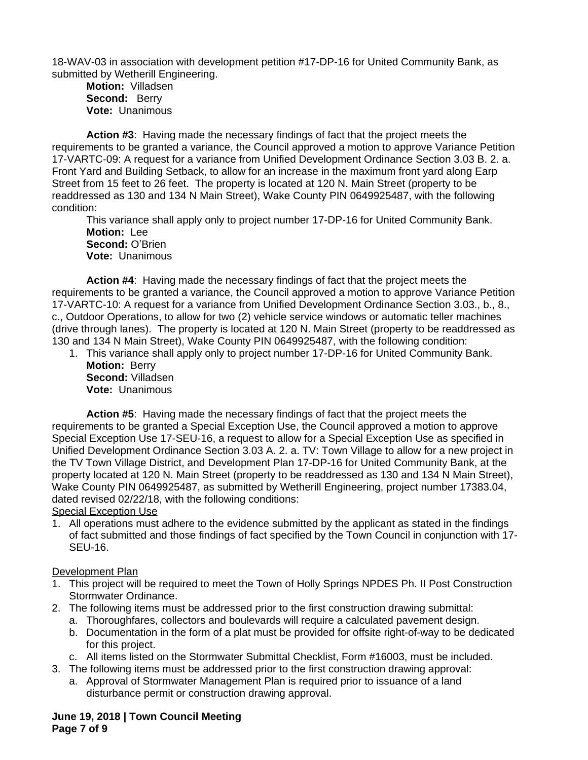18-WAV-03 in association with development petition #17-DP-16 for United Community Bank, as submitted by Wetherill Engineering.

**Motion:** Villadsen  
**Second:** Berry  
**Vote:** Unanimous

**Action #3**: Having made the necessary findings of fact that the project meets the requirements to be granted a variance, the Council approved a motion to approve Variance Petition 17-VARTC-09: A request for a variance from Unified Development Ordinance Section 3.03 B. 2. a. Front Yard and Building Setback, to allow for an increase in the maximum front yard along Earp Street from 15 feet to 26 feet. The property is located at 120 N. Main Street (property to be readdressed as 130 and 134 N Main Street), Wake County PIN 0649925487, with the following condition:

This variance shall apply only to project number 17-DP-16 for United Community Bank.  
**Motion:** Lee  
**Second:** O'Brien  
**Vote:** Unanimous

**Action #4**: Having made the necessary findings of fact that the project meets the requirements to be granted a variance, the Council approved a motion to approve Variance Petition 17-VARTC-10: A request for a variance from Unified Development Ordinance Section 3.03., b., 8., c., Outdoor Operations, to allow for two (2) vehicle service windows or automatic teller machines (drive through lanes). The property is located at 120 N. Main Street (property to be readdressed as 130 and 134 N Main Street), Wake County PIN 0649925487, with the following condition:

1. This variance shall apply only to project number 17-DP-16 for United Community Bank.  
   **Motion:** Berry  
   **Second:** Villadsen  
   **Vote:** Unanimous

**Action #5**: Having made the necessary findings of fact that the project meets the requirements to be granted a Special Exception Use, the Council approved a motion to approve Special Exception Use 17-SEU-16, a request to allow for a Special Exception Use as specified in Unified Development Ordinance Section 3.03 A. 2. a. TV: Town Village to allow for a new project in the TV Town Village District, and Development Plan 17-DP-16 for United Community Bank, at the property located at 120 N. Main Street (property to be readdressed as 130 and 134 N Main Street), Wake County PIN 0649925487, as submitted by Wetherill Engineering, project number 17383.04, dated revised 02/22/18, with the following conditions:

Special Exception Use

1. All operations must adhere to the evidence submitted by the applicant as stated in the findings of fact submitted and those findings of fact specified by the Town Council in conjunction with 17-SEU-16.

Development Plan

1. This project will be required to meet the Town of Holly Springs NPDES Ph. II Post Construction Stormwater Ordinance.
2. The following items must be addressed prior to the first construction drawing submittal:
   a. Thoroughfares, collectors and boulevards will require a calculated pavement design.
   b. Documentation in the form of a plat must be provided for offsite right-of-way to be dedicated for this project.
   c. All items listed on the Stormwater Submittal Checklist, Form #16003, must be included.
3. The following items must be addressed prior to the first construction drawing approval:
   a. Approval of Stormwater Management Plan is required prior to issuance of a land disturbance permit or construction drawing approval.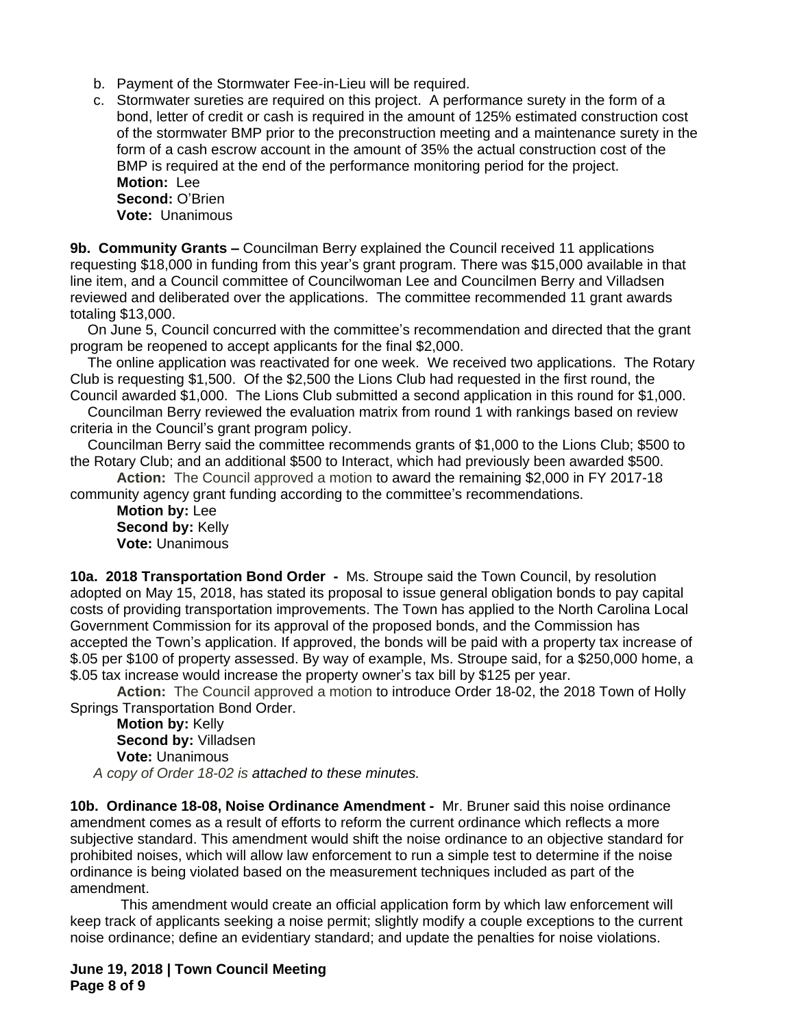b. Payment of the Stormwater Fee-in-Lieu will be required.
c. Stormwater sureties are required on this project. A performance surety in the form of a bond, letter of credit or cash is required in the amount of 125% estimated construction cost of the stormwater BMP prior to the preconstruction meeting and a maintenance surety in the form of a cash escrow account in the amount of 35% the actual construction cost of the BMP is required at the end of the performance monitoring period for the project.
**Motion:** Lee
**Second:** O'Brien
**Vote:** Unanimous

**9b. Community Grants –** Councilman Berry explained the Council received 11 applications requesting $18,000 in funding from this year's grant program. There was $15,000 available in that line item, and a Council committee of Councilwoman Lee and Councilmen Berry and Villadsen reviewed and deliberated over the applications. The committee recommended 11 grant awards totaling $13,000.

On June 5, Council concurred with the committee's recommendation and directed that the grant program be reopened to accept applicants for the final $2,000.

The online application was reactivated for one week. We received two applications. The Rotary Club is requesting $1,500. Of the $2,500 the Lions Club had requested in the first round, the Council awarded $1,000. The Lions Club submitted a second application in this round for $1,000.

Councilman Berry reviewed the evaluation matrix from round 1 with rankings based on review criteria in the Council's grant program policy.

Councilman Berry said the committee recommends grants of $1,000 to the Lions Club; $500 to the Rotary Club; and an additional $500 to Interact, which had previously been awarded $500.

**Action:** The Council approved a motion to award the remaining $2,000 in FY 2017-18 community agency grant funding according to the committee's recommendations.
**Motion by:** Lee
**Second by:** Kelly
**Vote:** Unanimous

**10a. 2018 Transportation Bond Order -** Ms. Stroupe said the Town Council, by resolution adopted on May 15, 2018, has stated its proposal to issue general obligation bonds to pay capital costs of providing transportation improvements. The Town has applied to the North Carolina Local Government Commission for its approval of the proposed bonds, and the Commission has accepted the Town's application. If approved, the bonds will be paid with a property tax increase of $.05 per $100 of property assessed. By way of example, Ms. Stroupe said, for a $250,000 home, a $.05 tax increase would increase the property owner's tax bill by $125 per year.

**Action:** The Council approved a motion to introduce Order 18-02, the 2018 Town of Holly Springs Transportation Bond Order.
**Motion by:** Kelly
**Second by:** Villadsen
**Vote:** Unanimous

*A copy of Order 18-02 is attached to these minutes.*

**10b. Ordinance 18-08, Noise Ordinance Amendment -** Mr. Bruner said this noise ordinance amendment comes as a result of efforts to reform the current ordinance which reflects a more subjective standard. This amendment would shift the noise ordinance to an objective standard for prohibited noises, which will allow law enforcement to run a simple test to determine if the noise ordinance is being violated based on the measurement techniques included as part of the amendment.

This amendment would create an official application form by which law enforcement will keep track of applicants seeking a noise permit; slightly modify a couple exceptions to the current noise ordinance; define an evidentiary standard; and update the penalties for noise violations.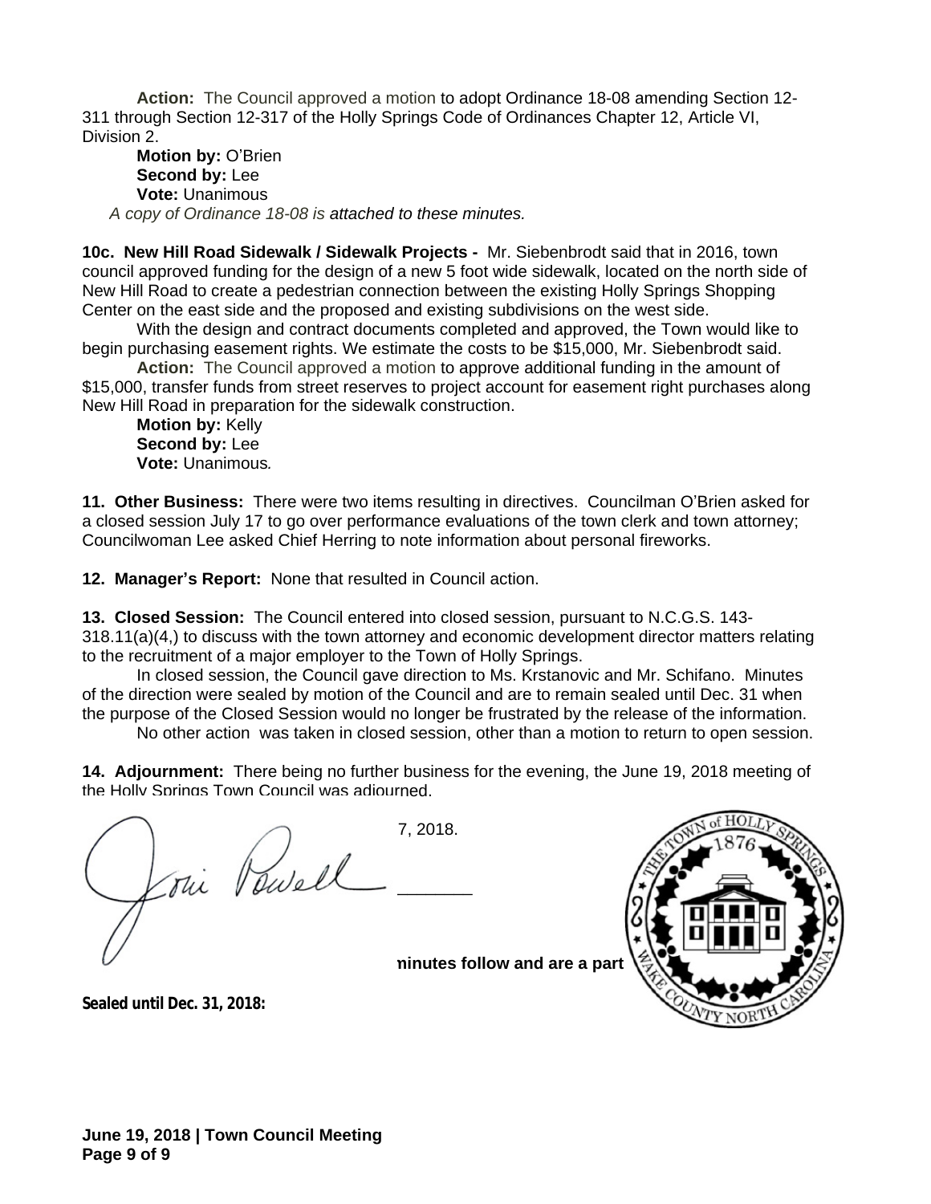**Action:** The Council approved a motion to adopt Ordinance 18-08 amending Section 12-311 through Section 12-317 of the Holly Springs Code of Ordinances Chapter 12, Article VI, Division 2.

**Motion by:** O'Brien
**Second by:** Lee
**Vote:** Unanimous

*A copy of Ordinance 18-08 is attached to these minutes.*

**10c. New Hill Road Sidewalk / Sidewalk Projects -** Mr. Siebenbrodt said that in 2016, town council approved funding for the design of a new 5 foot wide sidewalk, located on the north side of New Hill Road to create a pedestrian connection between the existing Holly Springs Shopping Center on the east side and the proposed and existing subdivisions on the west side.

With the design and contract documents completed and approved, the Town would like to begin purchasing easement rights. We estimate the costs to be $15,000, Mr. Siebenbrodt said.

**Action:** The Council approved a motion to approve additional funding in the amount of $15,000, transfer funds from street reserves to project account for easement right purchases along New Hill Road in preparation for the sidewalk construction.

**Motion by:** Kelly
**Second by:** Lee
**Vote:** Unanimous.

**11. Other Business:** There were two items resulting in directives. Councilman O'Brien asked for a closed session July 17 to go over performance evaluations of the town clerk and town attorney; Councilwoman Lee asked Chief Herring to note information about personal fireworks.

**12. Manager's Report:** None that resulted in Council action.

**13. Closed Session:** The Council entered into closed session, pursuant to N.C.G.S. 143-318.11(a)(4,) to discuss with the town attorney and economic development director matters relating to the recruitment of a major employer to the Town of Holly Springs.

In closed session, the Council gave direction to Ms. Krstanovic and Mr. Schifano. Minutes of the direction were sealed by motion of the Council and are to remain sealed until Dec. 31 when the purpose of the Closed Session would no longer be frustrated by the release of the information.

No other action was taken in closed session, other than a motion to return to open session.

**14. Adjournment:** There being no further business for the evening, the June 19, 2018 meeting of the Holly Springs Town Council was adjourned.

7, 2018.

\_\_\_\_\_\_\_

**minutes follow and are a part**

**Sealed until Dec. 31, 2018:**